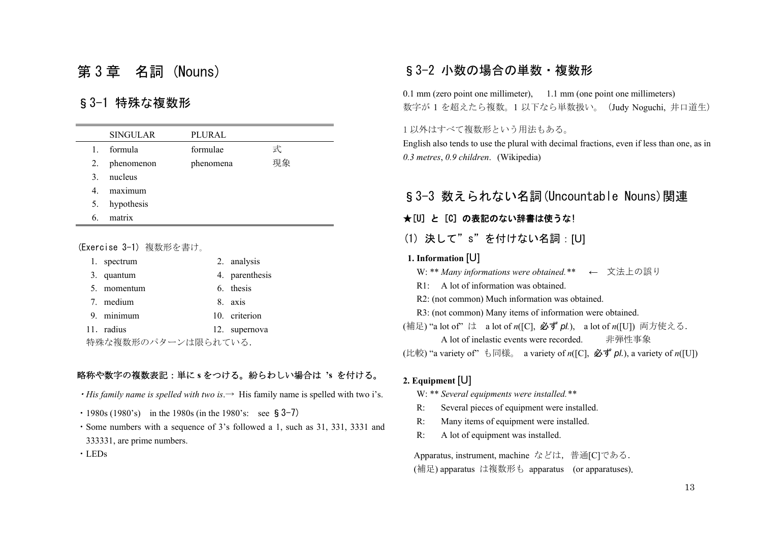# 第 3 章　名詞 (Nouns)

## § 3-1 特殊な複数形

| | SINGULAR | PLURAL | |
|---|---|---|---|
| 1. | formula | formulae | 式 |
| 2. | phenomenon | phenomena | 現象 |
| 3. | nucleus | | |
| 4. | maximum | | |
| 5. | hypothesis | | |
| 6. | matrix | | |

(Exercise 3-1) 複数形を書け。

| | |
|---|---|
| 1. spectrum | 2. analysis |
| 3. quantum | 4. parenthesis |
| 5. momentum | 6. thesis |
| 7. medium | 8. axis |
| 9. minimum | 10. criterion |
| 11. radius | 12. supernova |

特殊な複数形のパターンは限られている.

**略称や数字の複数表記：単に s をつける。紛らわしい場合は 's を付ける。**

- *His family name is spelled with two is.*→ His family name is spelled with two i's.
- 1980s (1980's)　in the 1980s (in the 1980's:　see § 3-7)
- Some numbers with a sequence of 3's followed a 1, such as 31, 331, 3331 and 333331, are prime numbers.
- LEDs

## § 3-2 小数の場合の単数・複数形

0.1 mm (zero point one millimeter),　1.1 mm (one point one millimeters)
数字が 1 を超えたら複数。1 以下なら単数扱い。 (Judy Noguchi, 井口道生)

1 以外はすべて複数形という用法もある。
English also tends to use the plural with decimal fractions, even if less than one, as in *0.3 metres*, *0.9 children*.  (Wikipedia)

## § 3-3 数えられない名詞(Uncountable Nouns)関連

**★[U] と [C] の表記のない辞書は使うな!**

### (1) 決して"s"を付けない名詞：[U]

**1. Information [U]**

W: ** *Many informations were obtained.*** 　←　文法上の誤り
R1: 　A lot of information was obtained.
R2: (not common) Much information was obtained.
R3: (not common) Many items of information were obtained.

(補足) "a lot of" は　a lot of *n*([C], **必ず** *pl.*),　a lot of *n*([U]) 両方使える.
　　A lot of inelastic events were recorded.　　非弾性事象
(比較) "a variety of" も同様。 a variety of *n*([C], **必ず** *pl.*), a variety of *n*([U])

**2. Equipment [U]**

W: ** *Several equipments were installed.***
R:　Several pieces of equipment were installed.
R:　Many items of equipment were installed.
R:　A lot of equipment was installed.

Apparatus, instrument, machine などは，普通[C]である.
(補足) apparatus は複数形も apparatus　(or apparatuses).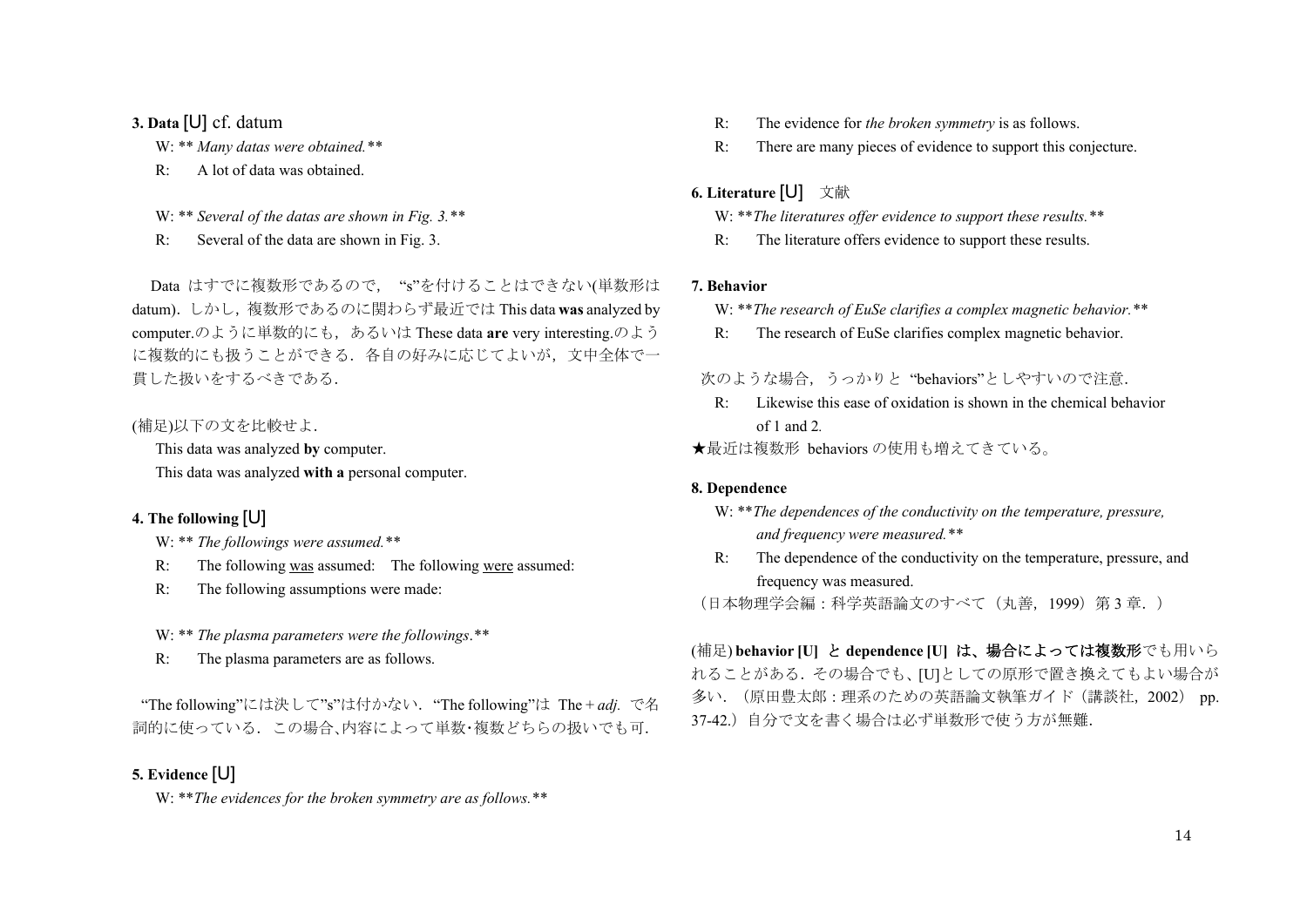### 3. Data [U] cf. datum

W: ** *Many datas were obtained.* **

R: A lot of data was obtained.

W: ** *Several of the datas are shown in Fig. 3.* **

R: Several of the data are shown in Fig. 3.

Data はすでに複数形であるので，"s"を付けることはできない(単数形は datum)．しかし，複数形であるのに関わらず最近では This data **was** analyzed by computer.のように単数的にも，あるいは These data **are** very interesting.のように複数的にも扱うことができる．各自の好みに応じてよいが，文中全体で一貫した扱いをするべきである．

(補足)以下の文を比較せよ．

This data was analyzed **by** computer.

This data was analyzed **with a** personal computer.

### 4. The following [U]

W: ** *The followings were assumed.* **

R: The following was assumed:　The following were assumed:

R: The following assumptions were made:

W: ** *The plasma parameters were the followings*.**

R: The plasma parameters are as follows.

"The following"には決して"s"は付かない．"The following"は The＋*adj.* で名詞的に使っている．この場合､内容によって単数･複数どちらの扱いでも可．

### 5. Evidence [U]

W: ***The evidences for the broken symmetry are as follows.***

R: The evidence for *the broken symmetry* is as follows.

R: There are many pieces of evidence to support this conjecture.

### 6. Literature [U]　文献

W: ***The literatures offer evidence to support these results.***

R: The literature offers evidence to support these results.

### 7. Behavior

W: ***The research of EuSe clarifies a complex magnetic behavior.***

R: The research of EuSe clarifies complex magnetic behavior.

次のような場合，うっかりと "behaviors"としやすいので注意．

R: Likewise this ease of oxidation is shown in the chemical behavior of 1 and 2.

★最近は複数形 behaviors の使用も増えてきている。

### 8. Dependence

W: ***The dependences of the conductivity on the temperature, pressure, and frequency were measured.***

R: The dependence of the conductivity on the temperature, pressure, and frequency was measured.

（日本物理学会編：科学英語論文のすべて（丸善，1999）第 3 章．）

(補足) **behavior [U] と dependence [U] は、場合によっては複数形**でも用いられることがある．その場合でも、[U]としての原形で置き換えてもよい場合が多い．（原田豊太郎：理系のための英語論文執筆ガイド（講談社，2002） pp. 37-42.）自分で文を書く場合は必ず単数形で使う方が無難．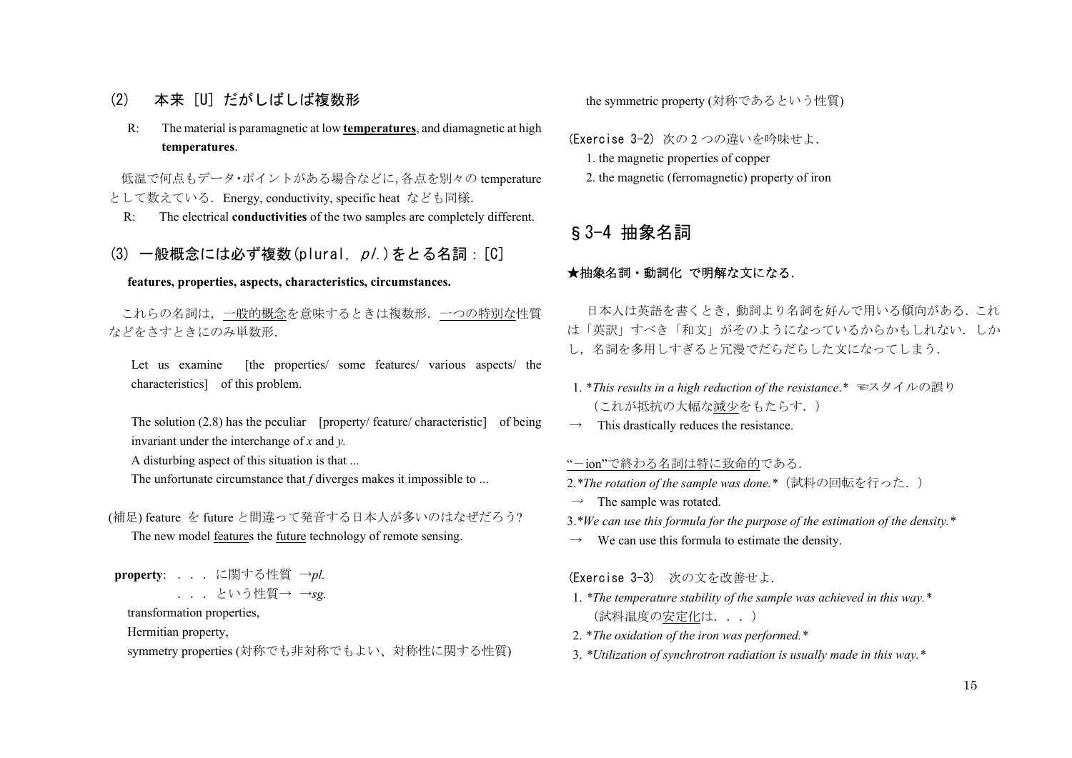### (2)　本来 [U] だがしばしば複数形

R:　The material is paramagnetic at low **temperatures**, and diamagnetic at high **temperatures**.

低温で何点もデータ・ポイントがある場合などに，各点を別々の temperature として数えている．Energy, conductivity, specific heat なども同様．

R:　The electrical **conductivities** of the two samples are completely different.

### (3) 一般概念には必ず複数(plural, *pl.*)をとる名詞：[C]

**features, properties, aspects, characteristics, circumstances.**

これらの名詞は，一般的概念を意味するときは複数形．一つの特別な性質などをさすときにのみ単数形．

Let us examine [the properties/ some features/ various aspects/ the characteristics] of this problem.

The solution (2.8) has the peculiar [property/ feature/ characteristic] of being invariant under the interchange of *x* and *y.*

A disturbing aspect of this situation is that ...

The unfortunate circumstance that *f* diverges makes it impossible to ...

(補足) feature を future と間違って発音する日本人が多いのはなぜだろう?

The new model features the future technology of remote sensing.

**property**: ．．．に関する性質 →*pl.*

．．．という性質→ →*sg.*

transformation properties,

Hermitian property,

symmetry properties (対称でも非対称でもよい、対称性に関する性質)

the symmetric property (対称であるという性質)

(Exercise 3-2) 次の 2 つの違いを吟味せよ．

1. the magnetic properties of copper
2. the magnetic (ferromagnetic) property of iron

## §3-4 抽象名詞

**★抽象名詞・動詞化 で明解な文になる．**

日本人は英語を書くとき，動詞より名詞を好んで用いる傾向がある．これは「英訳」すべき「和文」がそのようになっているからかもしれない．しかし，名詞を多用しすぎると冗漫でだらだらした文になってしまう．

1. **This results in a high reduction of the resistance.** ☜スタイルの誤り
（これが抵抗の大幅な減少をもたらす．）

→　This drastically reduces the resistance.

"−ion"で終わる名詞は特に致命的である．

2. **The rotation of the sample was done.**（試料の回転を行った．）

→　The sample was rotated.

3. **We can use this formula for the purpose of the estimation of the density.**

→　We can use this formula to estimate the density.

(Exercise 3-3)　次の文を改善せよ．

1. **The temperature stability of the sample was achieved in this way.**
（試料温度の安定化は．．．）
2. **The oxidation of the iron was performed.**
3. **Utilization of synchrotron radiation is usually made in this way.**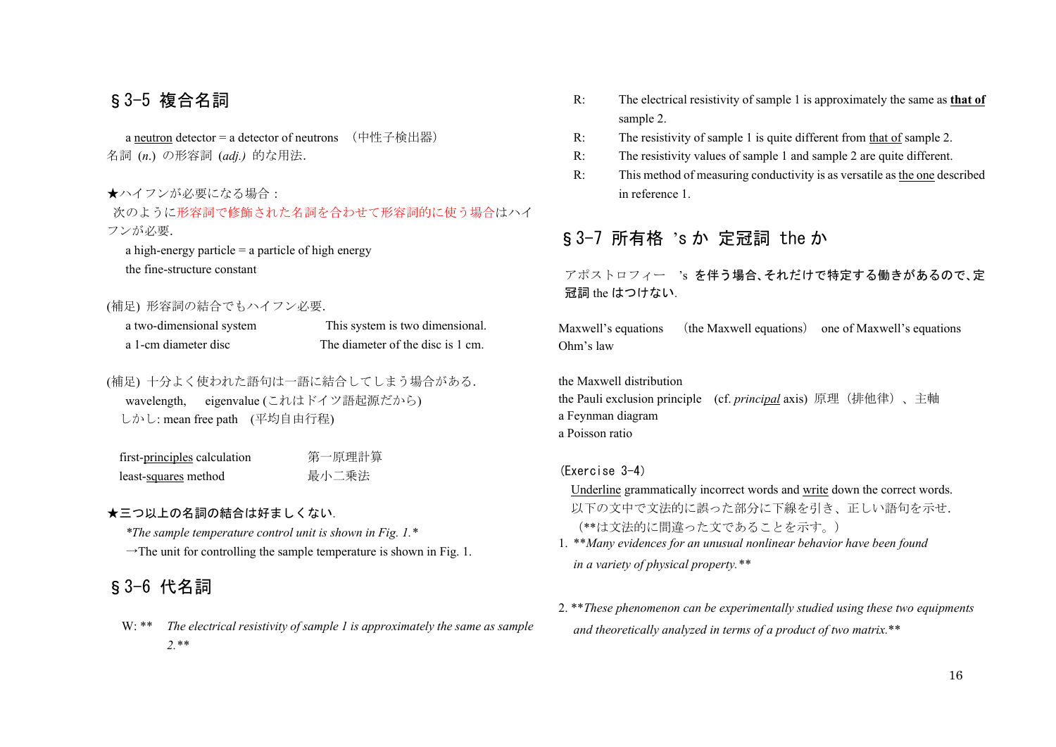## §3-5 複合名詞

a <u>neutron</u> detector = a detector of neutrons （中性子検出器）
名詞 (*n.*) の形容詞 (*adj.*) 的な用法.

★ハイフンが必要になる場合：
次のように形容詞で修飾された名詞を合わせて形容詞的に使う場合はハイフンが必要.

a high-energy particle = a particle of high energy
the fine-structure constant

(補足) 形容詞の結合でもハイフン必要.

| | |
|---|---|
| a two-dimensional system | This system is two dimensional. |
| a 1-cm diameter disc | The diameter of the disc is 1 cm. |

(補足) 十分よく使われた語句は一語に結合してしまう場合がある.
wavelength, eigenvalue (これはドイツ語起源だから)
しかし: mean free path (平均自由行程)

| | |
|---|---|
| first-<u>principles</u> calculation | 第一原理計算 |
| least-<u>squares</u> method | 最小二乗法 |

★三つ以上の名詞の結合は好ましくない.
*The sample temperature control unit is shown in Fig. 1.*
→The unit for controlling the sample temperature is shown in Fig. 1.

## §3-6 代名詞

W: ** *The electrical resistivity of sample 1 is approximately the same as sample 2.***

R: The electrical resistivity of sample 1 is approximately the same as **<u>that of</u>** sample 2.
R: The resistivity of sample 1 is quite different from <u>that of</u> sample 2.
R: The resistivity values of sample 1 and sample 2 are quite different.
R: This method of measuring conductivity is as versatile as <u>the one</u> described in reference 1.

## §3-7 所有格 's か 定冠詞 the か

アポストロフィー 's を伴う場合、それだけで特定する働きがあるので、定冠詞 the はつけない.

Maxwell's equations （the Maxwell equations） one of Maxwell's equations
Ohm's law

the Maxwell distribution
the Pauli exclusion principle (cf. *princi<u>pal</u>* axis) 原理（排他律）、主軸
a Feynman diagram
a Poisson ratio

(Exercise 3-4)
<u>Underline</u> grammatically incorrect words and <u>write</u> down the correct words.
以下の文中で文法的に誤った部分に下線を引き、正しい語句を示せ.
（**は文法的に間違った文であることを示す。）

1. ***Many evidences for an unusual nonlinear behavior have been found in a variety of physical property.***

2. ***These phenomenon can be experimentally studied using these two equipments and theoretically analyzed in terms of a product of two matrix.***